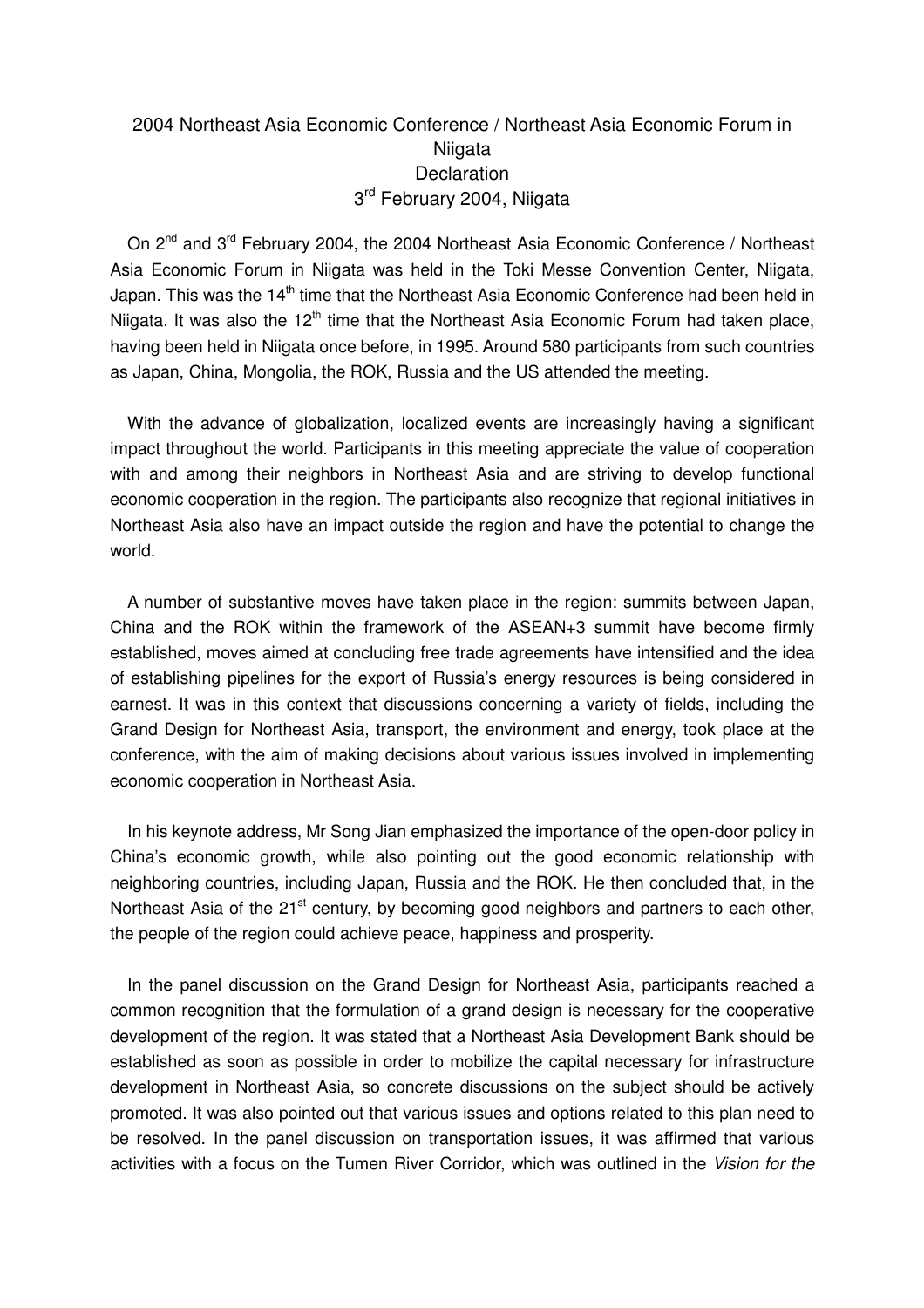# 2004 Northeast Asia Economic Conference / Northeast Asia Economic Forum in Niigata

## Declaration

### 3rd February 2004, Niigata

On 2nd and 3rd February 2004, the 2004 Northeast Asia Economic Conference / Northeast Asia Economic Forum in Niigata was held in the Toki Messe Convention Center, Niigata, Japan. This was the 14th time that the Northeast Asia Economic Conference had been held in Niigata. It was also the 12th time that the Northeast Asia Economic Forum had taken place, having been held in Niigata once before, in 1995. Around 580 participants from such countries as Japan, China, Mongolia, the ROK, Russia and the US attended the meeting.

With the advance of globalization, localized events are increasingly having a significant impact throughout the world. Participants in this meeting appreciate the value of cooperation with and among their neighbors in Northeast Asia and are striving to develop functional economic cooperation in the region. The participants also recognize that regional initiatives in Northeast Asia also have an impact outside the region and have the potential to change the world.

A number of substantive moves have taken place in the region: summits between Japan, China and the ROK within the framework of the ASEAN+3 summit have become firmly established, moves aimed at concluding free trade agreements have intensified and the idea of establishing pipelines for the export of Russia's energy resources is being considered in earnest. It was in this context that discussions concerning a variety of fields, including the Grand Design for Northeast Asia, transport, the environment and energy, took place at the conference, with the aim of making decisions about various issues involved in implementing economic cooperation in Northeast Asia.

In his keynote address, Mr Song Jian emphasized the importance of the open-door policy in China's economic growth, while also pointing out the good economic relationship with neighboring countries, including Japan, Russia and the ROK. He then concluded that, in the Northeast Asia of the 21st century, by becoming good neighbors and partners to each other, the people of the region could achieve peace, happiness and prosperity.

In the panel discussion on the Grand Design for Northeast Asia, participants reached a common recognition that the formulation of a grand design is necessary for the cooperative development of the region. It was stated that a Northeast Asia Development Bank should be established as soon as possible in order to mobilize the capital necessary for infrastructure development in Northeast Asia, so concrete discussions on the subject should be actively promoted. It was also pointed out that various issues and options related to this plan need to be resolved. In the panel discussion on transportation issues, it was affirmed that various activities with a focus on the Tumen River Corridor, which was outlined in the *Vision for the*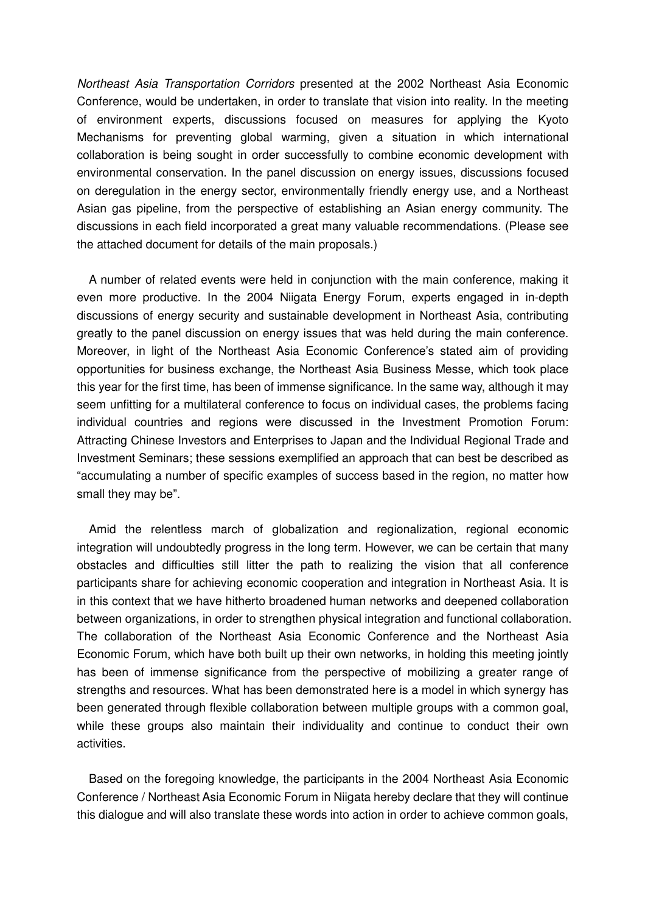*Northeast Asia Transportation Corridors* presented at the 2002 Northeast Asia Economic Conference, would be undertaken, in order to translate that vision into reality. In the meeting of environment experts, discussions focused on measures for applying the Kyoto Mechanisms for preventing global warming, given a situation in which international collaboration is being sought in order successfully to combine economic development with environmental conservation. In the panel discussion on energy issues, discussions focused on deregulation in the energy sector, environmentally friendly energy use, and a Northeast Asian gas pipeline, from the perspective of establishing an Asian energy community. The discussions in each field incorporated a great many valuable recommendations. (Please see the attached document for details of the main proposals.)

A number of related events were held in conjunction with the main conference, making it even more productive. In the 2004 Niigata Energy Forum, experts engaged in in-depth discussions of energy security and sustainable development in Northeast Asia, contributing greatly to the panel discussion on energy issues that was held during the main conference. Moreover, in light of the Northeast Asia Economic Conference's stated aim of providing opportunities for business exchange, the Northeast Asia Business Messe, which took place this year for the first time, has been of immense significance. In the same way, although it may seem unfitting for a multilateral conference to focus on individual cases, the problems facing individual countries and regions were discussed in the Investment Promotion Forum: Attracting Chinese Investors and Enterprises to Japan and the Individual Regional Trade and Investment Seminars; these sessions exemplified an approach that can best be described as "accumulating a number of specific examples of success based in the region, no matter how small they may be".

Amid the relentless march of globalization and regionalization, regional economic integration will undoubtedly progress in the long term. However, we can be certain that many obstacles and difficulties still litter the path to realizing the vision that all conference participants share for achieving economic cooperation and integration in Northeast Asia. It is in this context that we have hitherto broadened human networks and deepened collaboration between organizations, in order to strengthen physical integration and functional collaboration. The collaboration of the Northeast Asia Economic Conference and the Northeast Asia Economic Forum, which have both built up their own networks, in holding this meeting jointly has been of immense significance from the perspective of mobilizing a greater range of strengths and resources. What has been demonstrated here is a model in which synergy has been generated through flexible collaboration between multiple groups with a common goal, while these groups also maintain their individuality and continue to conduct their own activities.

Based on the foregoing knowledge, the participants in the 2004 Northeast Asia Economic Conference / Northeast Asia Economic Forum in Niigata hereby declare that they will continue this dialogue and will also translate these words into action in order to achieve common goals,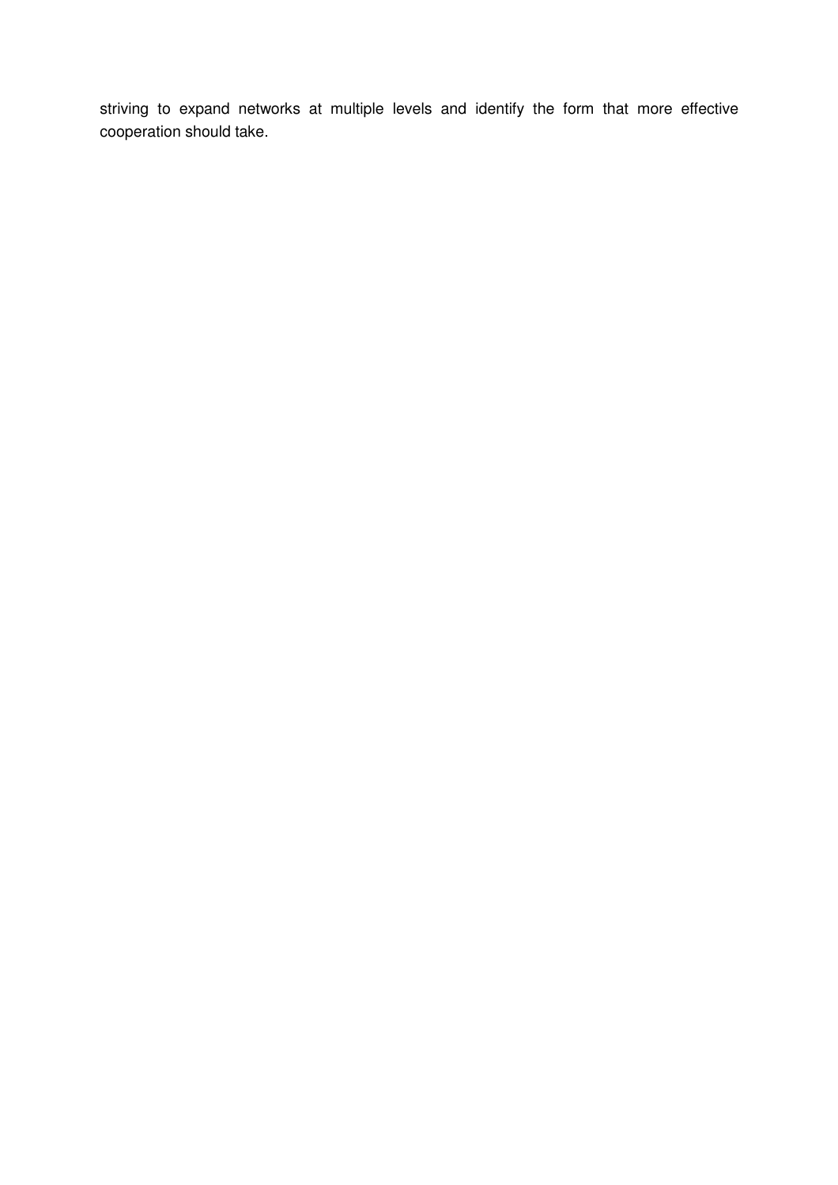striving to expand networks at multiple levels and identify the form that more effective cooperation should take.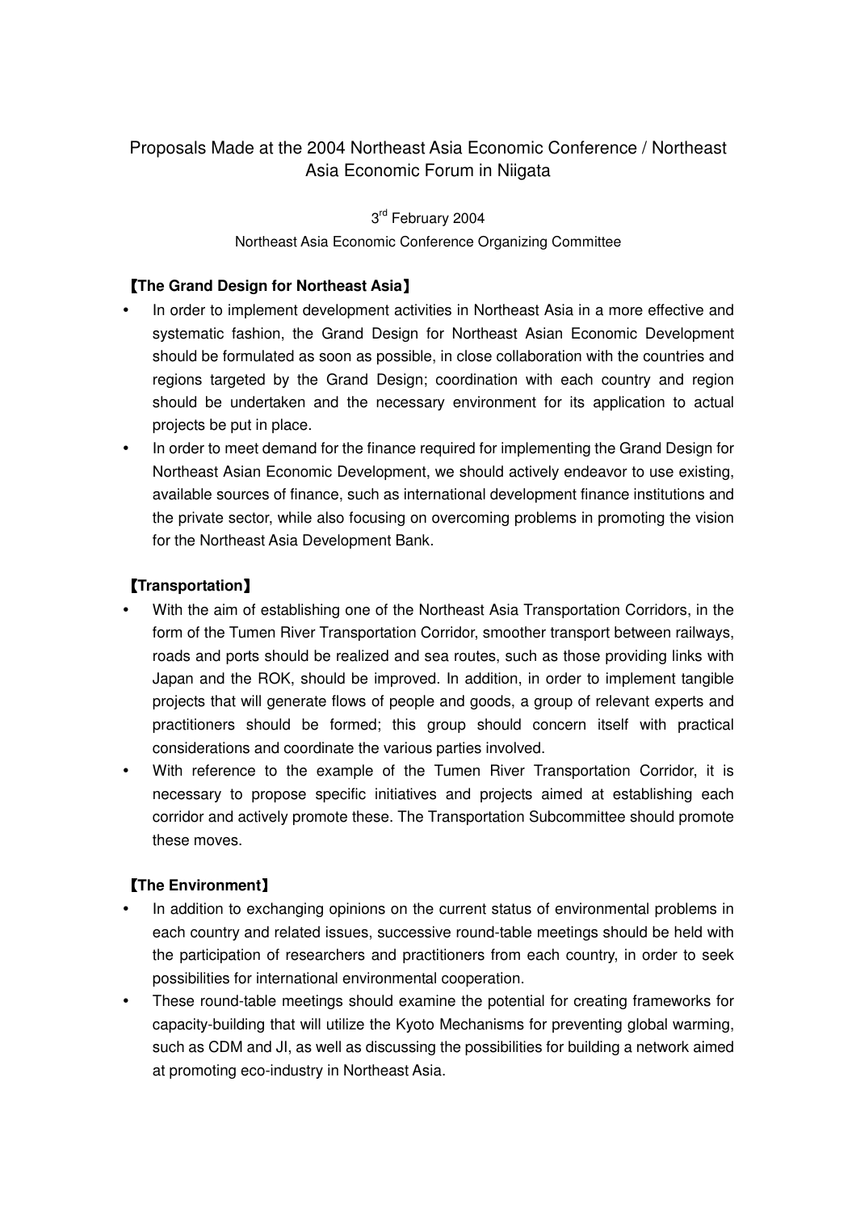# Proposals Made at the 2004 Northeast Asia Economic Conference / Northeast Asia Economic Forum in Niigata

3rd February 2004

Northeast Asia Economic Conference Organizing Committee

## 【The Grand Design for Northeast Asia】

- In order to implement development activities in Northeast Asia in a more effective and systematic fashion, the Grand Design for Northeast Asian Economic Development should be formulated as soon as possible, in close collaboration with the countries and regions targeted by the Grand Design; coordination with each country and region should be undertaken and the necessary environment for its application to actual projects be put in place.
- In order to meet demand for the finance required for implementing the Grand Design for Northeast Asian Economic Development, we should actively endeavor to use existing, available sources of finance, such as international development finance institutions and the private sector, while also focusing on overcoming problems in promoting the vision for the Northeast Asia Development Bank.

## 【Transportation】

- With the aim of establishing one of the Northeast Asia Transportation Corridors, in the form of the Tumen River Transportation Corridor, smoother transport between railways, roads and ports should be realized and sea routes, such as those providing links with Japan and the ROK, should be improved. In addition, in order to implement tangible projects that will generate flows of people and goods, a group of relevant experts and practitioners should be formed; this group should concern itself with practical considerations and coordinate the various parties involved.
- With reference to the example of the Tumen River Transportation Corridor, it is necessary to propose specific initiatives and projects aimed at establishing each corridor and actively promote these. The Transportation Subcommittee should promote these moves.

## 【The Environment】

- In addition to exchanging opinions on the current status of environmental problems in each country and related issues, successive round-table meetings should be held with the participation of researchers and practitioners from each country, in order to seek possibilities for international environmental cooperation.
- These round-table meetings should examine the potential for creating frameworks for capacity-building that will utilize the Kyoto Mechanisms for preventing global warming, such as CDM and JI, as well as discussing the possibilities for building a network aimed at promoting eco-industry in Northeast Asia.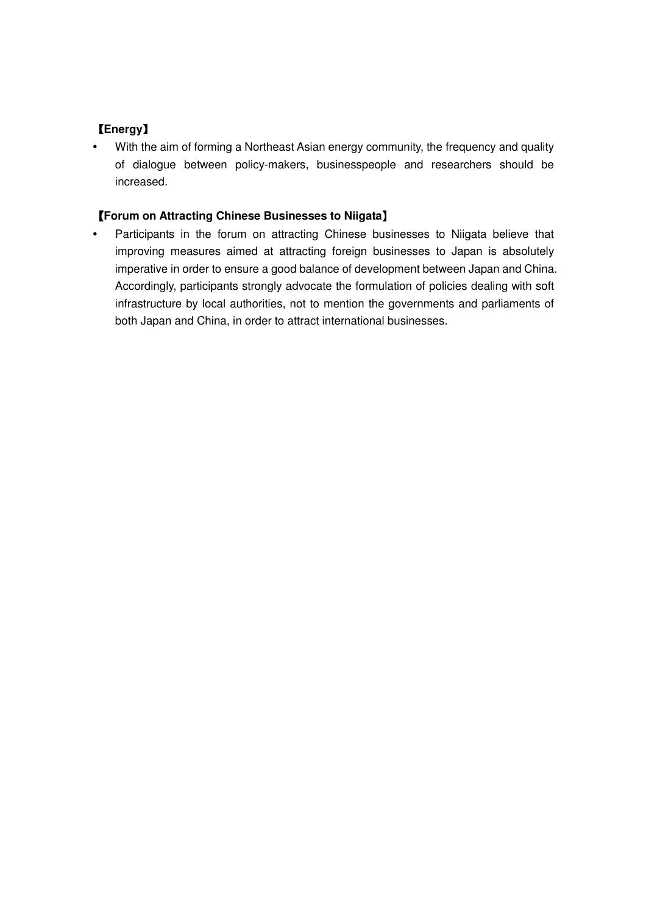**【Energy】**

- With the aim of forming a Northeast Asian energy community, the frequency and quality of dialogue between policy-makers, businesspeople and researchers should be increased.

**【Forum on Attracting Chinese Businesses to Niigata】**

- Participants in the forum on attracting Chinese businesses to Niigata believe that improving measures aimed at attracting foreign businesses to Japan is absolutely imperative in order to ensure a good balance of development between Japan and China. Accordingly, participants strongly advocate the formulation of policies dealing with soft infrastructure by local authorities, not to mention the governments and parliaments of both Japan and China, in order to attract international businesses.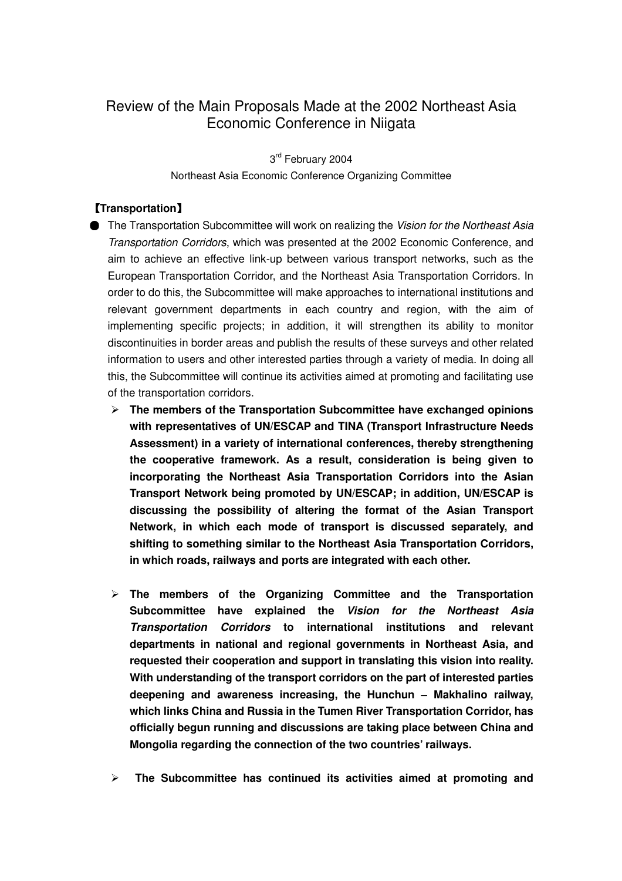# Review of the Main Proposals Made at the 2002 Northeast Asia Economic Conference in Niigata

3rd February 2004

Northeast Asia Economic Conference Organizing Committee

## 【Transportation】

- The Transportation Subcommittee will work on realizing the *Vision for the Northeast Asia Transportation Corridors*, which was presented at the 2002 Economic Conference, and aim to achieve an effective link-up between various transport networks, such as the European Transportation Corridor, and the Northeast Asia Transportation Corridors. In order to do this, the Subcommittee will make approaches to international institutions and relevant government departments in each country and region, with the aim of implementing specific projects; in addition, it will strengthen its ability to monitor discontinuities in border areas and publish the results of these surveys and other related information to users and other interested parties through a variety of media. In doing all this, the Subcommittee will continue its activities aimed at promoting and facilitating use of the transportation corridors.
    - **The members of the Transportation Subcommittee have exchanged opinions with representatives of UN/ESCAP and TINA (Transport Infrastructure Needs Assessment) in a variety of international conferences, thereby strengthening the cooperative framework. As a result, consideration is being given to incorporating the Northeast Asia Transportation Corridors into the Asian Transport Network being promoted by UN/ESCAP; in addition, UN/ESCAP is discussing the possibility of altering the format of the Asian Transport Network, in which each mode of transport is discussed separately, and shifting to something similar to the Northeast Asia Transportation Corridors, in which roads, railways and ports are integrated with each other.**
    - **The members of the Organizing Committee and the Transportation Subcommittee have explained the *Vision for the Northeast Asia Transportation Corridors* to international institutions and relevant departments in national and regional governments in Northeast Asia, and requested their cooperation and support in translating this vision into reality. With understanding of the transport corridors on the part of interested parties deepening and awareness increasing, the Hunchun – Makhalino railway, which links China and Russia in the Tumen River Transportation Corridor, has officially begun running and discussions are taking place between China and Mongolia regarding the connection of the two countries' railways.**
    - **The Subcommittee has continued its activities aimed at promoting and**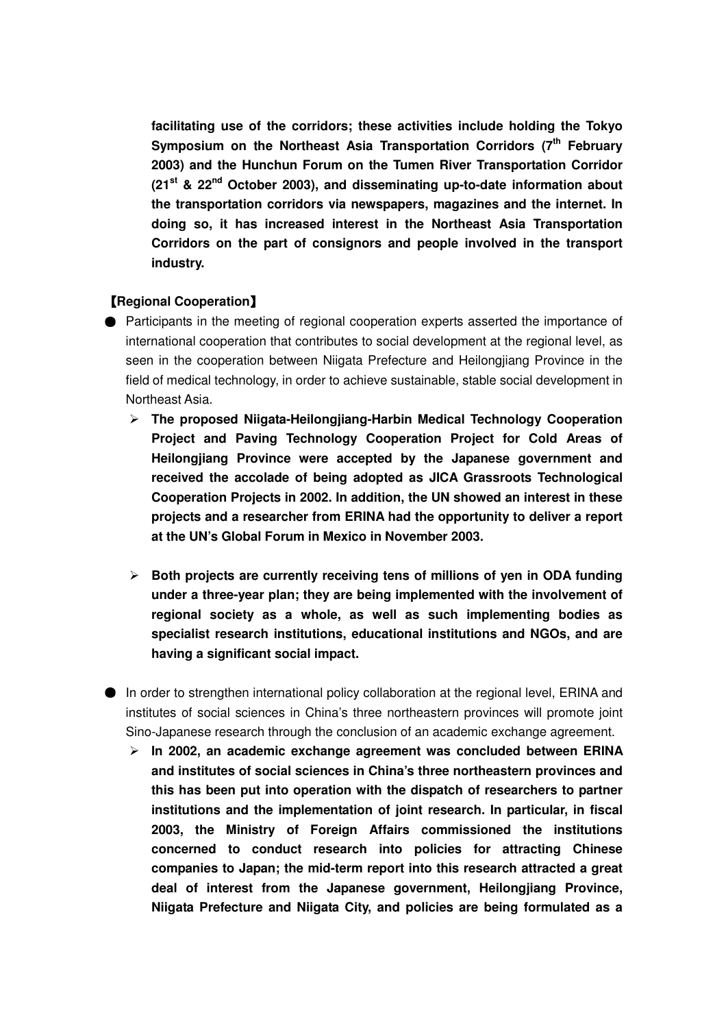**facilitating use of the corridors; these activities include holding the Tokyo Symposium on the Northeast Asia Transportation Corridors (7th February 2003) and the Hunchun Forum on the Tumen River Transportation Corridor (21st & 22nd October 2003), and disseminating up-to-date information about the transportation corridors via newspapers, magazines and the internet. In doing so, it has increased interest in the Northeast Asia Transportation Corridors on the part of consignors and people involved in the transport industry.**

**【Regional Cooperation】**

- Participants in the meeting of regional cooperation experts asserted the importance of international cooperation that contributes to social development at the regional level, as seen in the cooperation between Niigata Prefecture and Heilongjiang Province in the field of medical technology, in order to achieve sustainable, stable social development in Northeast Asia.
  - **The proposed Niigata-Heilongjiang-Harbin Medical Technology Cooperation Project and Paving Technology Cooperation Project for Cold Areas of Heilongjiang Province were accepted by the Japanese government and received the accolade of being adopted as JICA Grassroots Technological Cooperation Projects in 2002. In addition, the UN showed an interest in these projects and a researcher from ERINA had the opportunity to deliver a report at the UN's Global Forum in Mexico in November 2003.**
  - **Both projects are currently receiving tens of millions of yen in ODA funding under a three-year plan; they are being implemented with the involvement of regional society as a whole, as well as such implementing bodies as specialist research institutions, educational institutions and NGOs, and are having a significant social impact.**

- In order to strengthen international policy collaboration at the regional level, ERINA and institutes of social sciences in China's three northeastern provinces will promote joint Sino-Japanese research through the conclusion of an academic exchange agreement.
  - **In 2002, an academic exchange agreement was concluded between ERINA and institutes of social sciences in China's three northeastern provinces and this has been put into operation with the dispatch of researchers to partner institutions and the implementation of joint research. In particular, in fiscal 2003, the Ministry of Foreign Affairs commissioned the institutions concerned to conduct research into policies for attracting Chinese companies to Japan; the mid-term report into this research attracted a great deal of interest from the Japanese government, Heilongjiang Province, Niigata Prefecture and Niigata City, and policies are being formulated as a**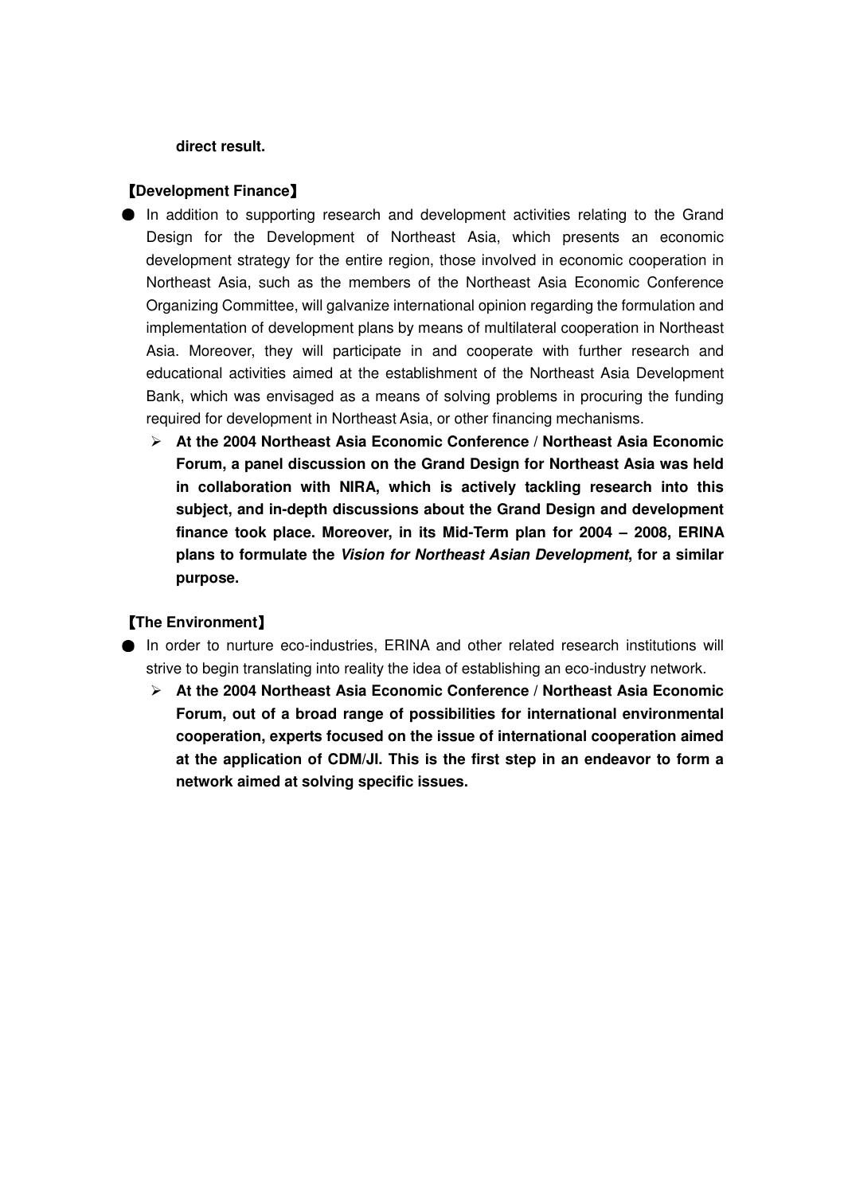**direct result.**

【Development Finance】

- In addition to supporting research and development activities relating to the Grand Design for the Development of Northeast Asia, which presents an economic development strategy for the entire region, those involved in economic cooperation in Northeast Asia, such as the members of the Northeast Asia Economic Conference Organizing Committee, will galvanize international opinion regarding the formulation and implementation of development plans by means of multilateral cooperation in Northeast Asia. Moreover, they will participate in and cooperate with further research and educational activities aimed at the establishment of the Northeast Asia Development Bank, which was envisaged as a means of solving problems in procuring the funding required for development in Northeast Asia, or other financing mechanisms.
  - **At the 2004 Northeast Asia Economic Conference / Northeast Asia Economic Forum, a panel discussion on the Grand Design for Northeast Asia was held in collaboration with NIRA, which is actively tackling research into this subject, and in-depth discussions about the Grand Design and development finance took place. Moreover, in its Mid-Term plan for 2004 – 2008, ERINA plans to formulate the *Vision for Northeast Asian Development*, for a similar purpose.**

【The Environment】

- In order to nurture eco-industries, ERINA and other related research institutions will strive to begin translating into reality the idea of establishing an eco-industry network.
  - **At the 2004 Northeast Asia Economic Conference / Northeast Asia Economic Forum, out of a broad range of possibilities for international environmental cooperation, experts focused on the issue of international cooperation aimed at the application of CDM/JI. This is the first step in an endeavor to form a network aimed at solving specific issues.**